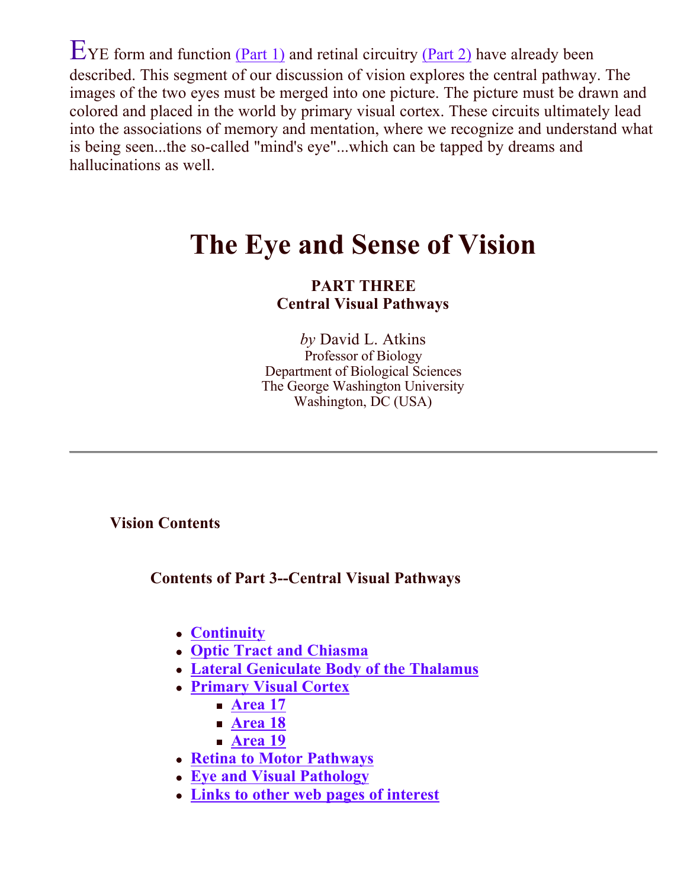EYE form and function (Part 1) and retinal circuitry (Part 2) have already been described. This segment of our discussion of vision explores the central pathway. The images of the two eyes must be merged into one picture. The picture must be drawn and colored and placed in the world by primary visual cortex. These circuits ultimately lead into the associations of memory and mentation, where we recognize and understand what is being seen...the so-called "mind's eye"...which can be tapped by dreams and hallucinations as well.

# The Eye and Sense of Vision

**PART THREE**
**Central Visual Pathways**

*by* David L. Atkins
Professor of Biology
Department of Biological Sciences
The George Washington University
Washington, DC (USA)

---

**Vision Contents**

**Contents of Part 3--Central Visual Pathways**

- **Continuity**
- **Optic Tract and Chiasma**
- **Lateral Geniculate Body of the Thalamus**
- **Primary Visual Cortex**
  - **Area 17**
  - **Area 18**
  - **Area 19**
- **Retina to Motor Pathways**
- **Eye and Visual Pathology**
- **Links to other web pages of interest**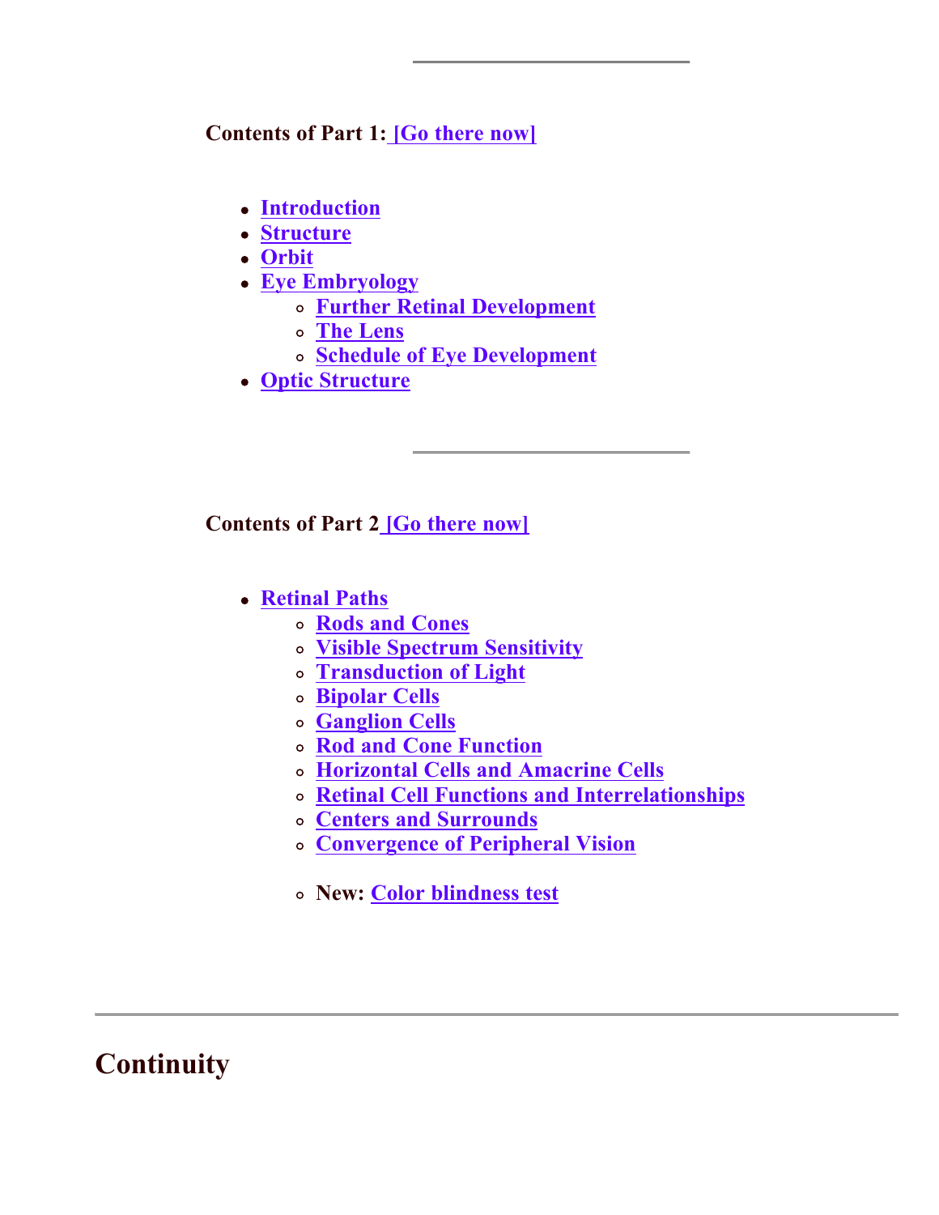---

**Contents of Part 1: [Go there now]**

- Introduction
- Structure
- Orbit
- Eye Embryology
  - Further Retinal Development
  - The Lens
  - Schedule of Eye Development
- Optic Structure

---

**Contents of Part 2 [Go there now]**

- Retinal Paths
  - Rods and Cones
  - Visible Spectrum Sensitivity
  - Transduction of Light
  - Bipolar Cells
  - Ganglion Cells
  - Rod and Cone Function
  - Horizontal Cells and Amacrine Cells
  - Retinal Cell Functions and Interrelationships
  - Centers and Surrounds
  - Convergence of Peripheral Vision

  - **New:** Color blindness test

---

# Continuity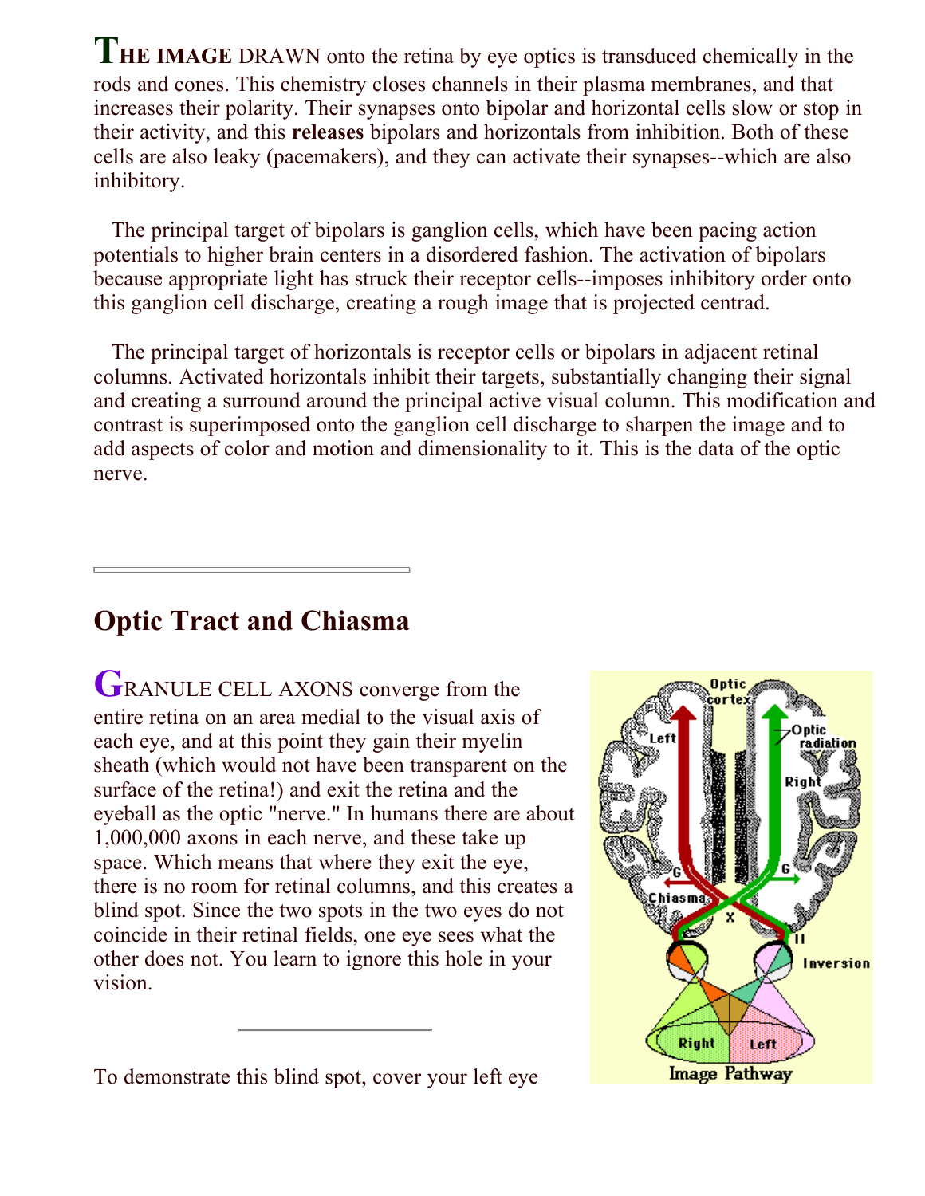**THE IMAGE** DRAWN onto the retina by eye optics is transduced chemically in the rods and cones. This chemistry closes channels in their plasma membranes, and that increases their polarity. Their synapses onto bipolar and horizontal cells slow or stop in their activity, and this **releases** bipolars and horizontals from inhibition. Both of these cells are also leaky (pacemakers), and they can activate their synapses--which are also inhibitory.

The principal target of bipolars is ganglion cells, which have been pacing action potentials to higher brain centers in a disordered fashion. The activation of bipolars because appropriate light has struck their receptor cells--imposes inhibitory order onto this ganglion cell discharge, creating a rough image that is projected centrad.

The principal target of horizontals is receptor cells or bipolars in adjacent retinal columns. Activated horizontals inhibit their targets, substantially changing their signal and creating a surround around the principal active visual column. This modification and contrast is superimposed onto the ganglion cell discharge to sharpen the image and to add aspects of color and motion and dimensionality to it. This is the data of the optic nerve.

---

## Optic Tract and Chiasma

GRANULE CELL AXONS converge from the entire retina on an area medial to the visual axis of each eye, and at this point they gain their myelin sheath (which would not have been transparent on the surface of the retina!) and exit the retina and the eyeball as the optic "nerve." In humans there are about 1,000,000 axons in each nerve, and these take up space. Which means that where they exit the eye, there is no room for retinal columns, and this creates a blind spot. Since the two spots in the two eyes do not coincide in their retinal fields, one eye sees what the other does not. You learn to ignore this hole in your vision.

---

To demonstrate this blind spot, cover your left eye

Image Pathway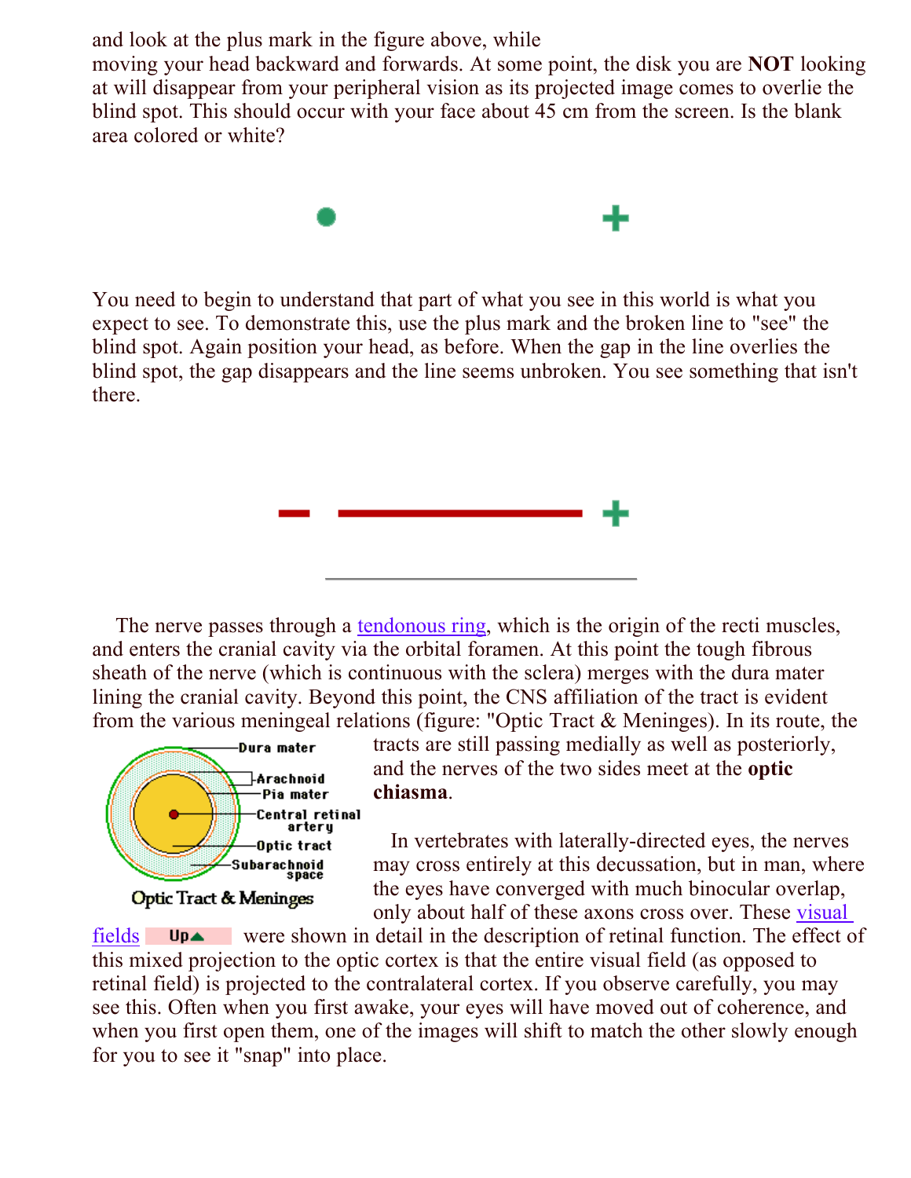and look at the plus mark in the figure above, while moving your head backward and forwards. At some point, the disk you are **NOT** looking at will disappear from your peripheral vision as its projected image comes to overlie the blind spot. This should occur with your face about 45 cm from the screen. Is the blank area colored or white?

You need to begin to understand that part of what you see in this world is what you expect to see. To demonstrate this, use the plus mark and the broken line to "see" the blind spot. Again position your head, as before. When the gap in the line overlies the blind spot, the gap disappears and the line seems unbroken. You see something that isn't there.

---

The nerve passes through a tendonous ring, which is the origin of the recti muscles, and enters the cranial cavity via the orbital foramen. At this point the tough fibrous sheath of the nerve (which is continuous with the sclera) merges with the dura mater lining the cranial cavity. Beyond this point, the CNS affiliation of the tract is evident from the various meningeal relations (figure: "Optic Tract & Meninges). In its route, the tracts are still passing medially as well as posteriorly, and the nerves of the two sides meet at the **optic chiasma**.

Dura mater
Arachnoid
Pia mater
Central retinal artery
Optic tract
Subarachnoid space

Optic Tract & Meninges

In vertebrates with laterally-directed eyes, the nerves may cross entirely at this decussation, but in man, where the eyes have converged with much binocular overlap, only about half of these axons cross over. These visual fields Up were shown in detail in the description of retinal function. The effect of this mixed projection to the optic cortex is that the entire visual field (as opposed to retinal field) is projected to the contralateral cortex. If you observe carefully, you may see this. Often when you first awake, your eyes will have moved out of coherence, and when you first open them, one of the images will shift to match the other slowly enough for you to see it "snap" into place.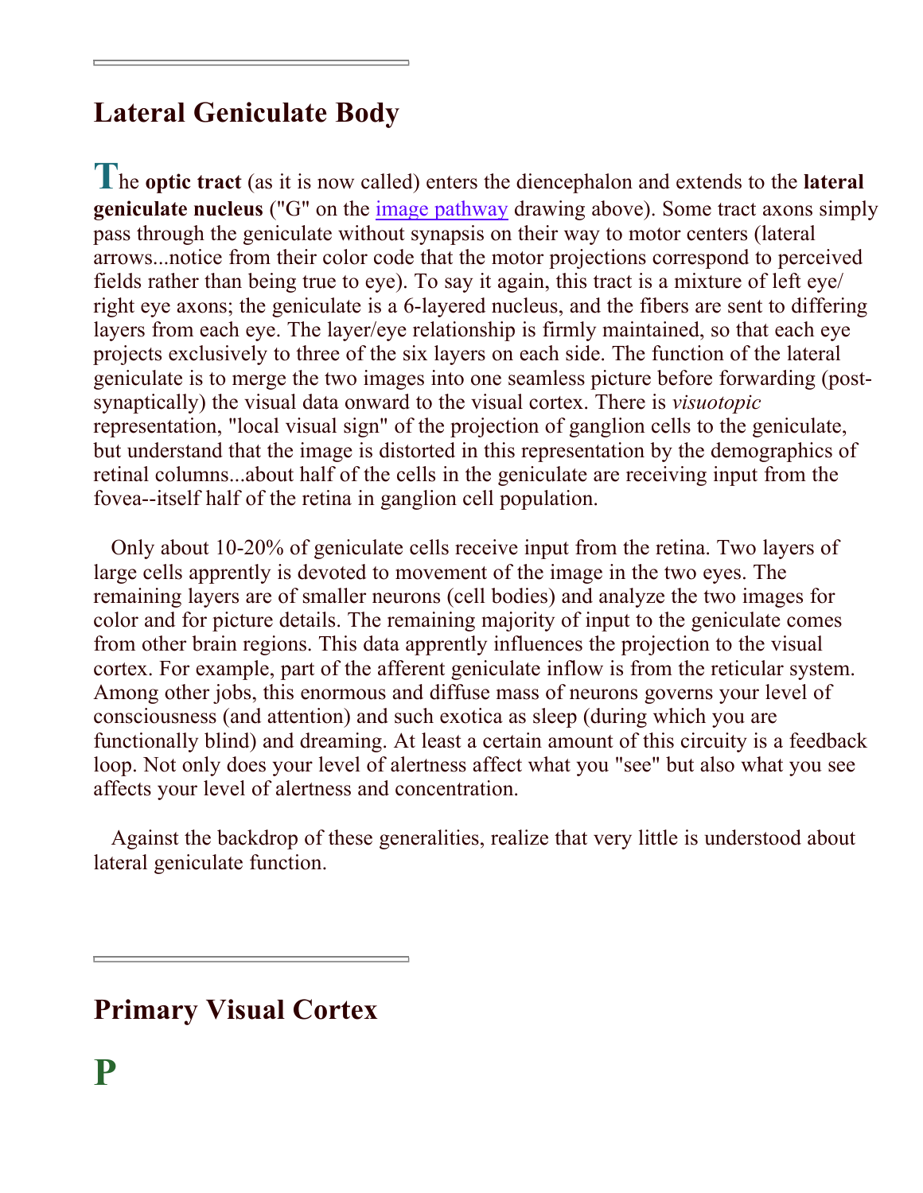## Lateral Geniculate Body

The **optic tract** (as it is now called) enters the diencephalon and extends to the **lateral geniculate nucleus** ("G" on the image pathway drawing above). Some tract axons simply pass through the geniculate without synapsis on their way to motor centers (lateral arrows...notice from their color code that the motor projections correspond to perceived fields rather than being true to eye). To say it again, this tract is a mixture of left eye/ right eye axons; the geniculate is a 6-layered nucleus, and the fibers are sent to differing layers from each eye. The layer/eye relationship is firmly maintained, so that each eye projects exclusively to three of the six layers on each side. The function of the lateral geniculate is to merge the two images into one seamless picture before forwarding (post-synaptically) the visual data onward to the visual cortex. There is *visuotopic* representation, "local visual sign" of the projection of ganglion cells to the geniculate, but understand that the image is distorted in this representation by the demographics of retinal columns...about half of the cells in the geniculate are receiving input from the fovea--itself half of the retina in ganglion cell population.

Only about 10-20% of geniculate cells receive input from the retina. Two layers of large cells apprently is devoted to movement of the image in the two eyes. The remaining layers are of smaller neurons (cell bodies) and analyze the two images for color and for picture details. The remaining majority of input to the geniculate comes from other brain regions. This data apparently influences the projection to the visual cortex. For example, part of the afferent geniculate inflow is from the reticular system. Among other jobs, this enormous and diffuse mass of neurons governs your level of consciousness (and attention) and such exotica as sleep (during which you are functionally blind) and dreaming. At least a certain amount of this circuity is a feedback loop. Not only does your level of alertness affect what you "see" but also what you see affects your level of alertness and concentration.

Against the backdrop of these generalities, realize that very little is understood about lateral geniculate function.

## Primary Visual Cortex

P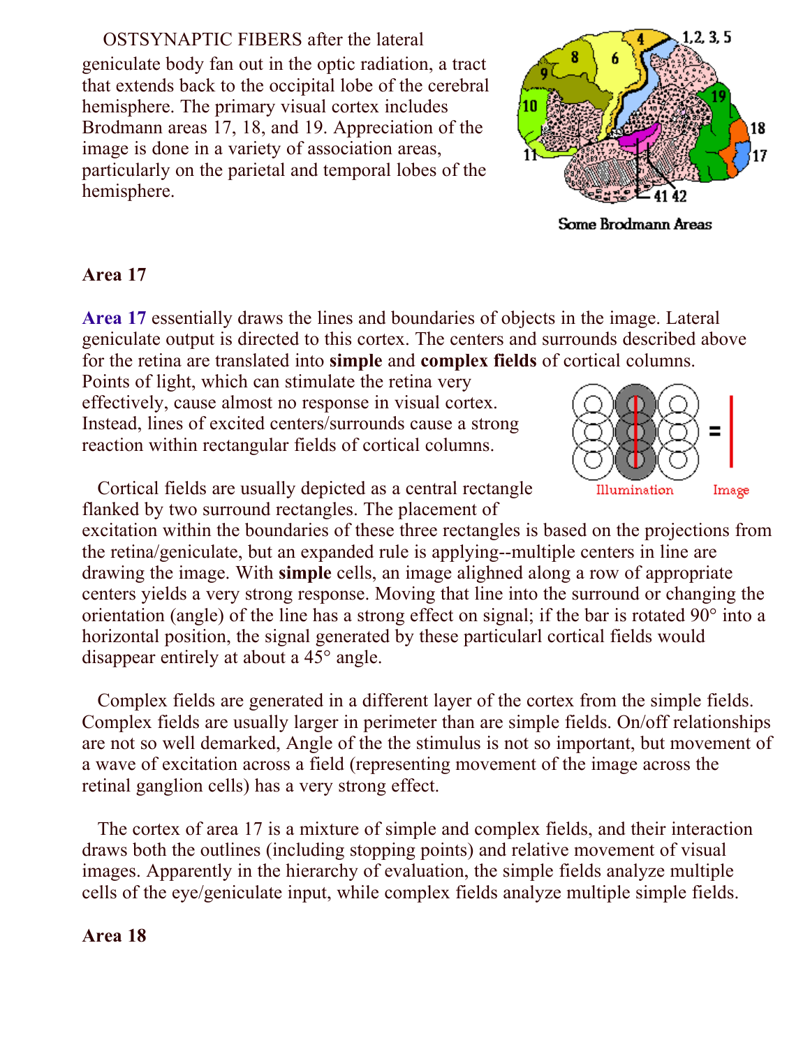OSTSYNAPTIC FIBERS after the lateral geniculate body fan out in the optic radiation, a tract that extends back to the occipital lobe of the cerebral hemisphere. The primary visual cortex includes Brodmann areas 17, 18, and 19. Appreciation of the image is done in a variety of association areas, particularly on the parietal and temporal lobes of the hemisphere.

Some Brodmann Areas

**Area 17**

**Area 17** essentially draws the lines and boundaries of objects in the image. Lateral geniculate output is directed to this cortex. The centers and surrounds described above for the retina are translated into **simple** and **complex fields** of cortical columns. Points of light, which can stimulate the retina very effectively, cause almost no response in visual cortex. Instead, lines of excited centers/surrounds cause a strong reaction within rectangular fields of cortical columns.

Illumination = Image

Cortical fields are usually depicted as a central rectangle flanked by two surround rectangles. The placement of excitation within the boundaries of these three rectangles is based on the projections from the retina/geniculate, but an expanded rule is applying--multiple centers in line are drawing the image. With **simple** cells, an image alighned along a row of appropriate centers yields a very strong response. Moving that line into the surround or changing the orientation (angle) of the line has a strong effect on signal; if the bar is rotated 90° into a horizontal position, the signal generated by these particularl cortical fields would disappear entirely at about a 45° angle.

Complex fields are generated in a different layer of the cortex from the simple fields. Complex fields are usually larger in perimeter than are simple fields. On/off relationships are not so well demarked, Angle of the the stimulus is not so important, but movement of a wave of excitation across a field (representing movement of the image across the retinal ganglion cells) has a very strong effect.

The cortex of area 17 is a mixture of simple and complex fields, and their interaction draws both the outlines (including stopping points) and relative movement of visual images. Apparently in the hierarchy of evaluation, the simple fields analyze multiple cells of the eye/geniculate input, while complex fields analyze multiple simple fields.

**Area 18**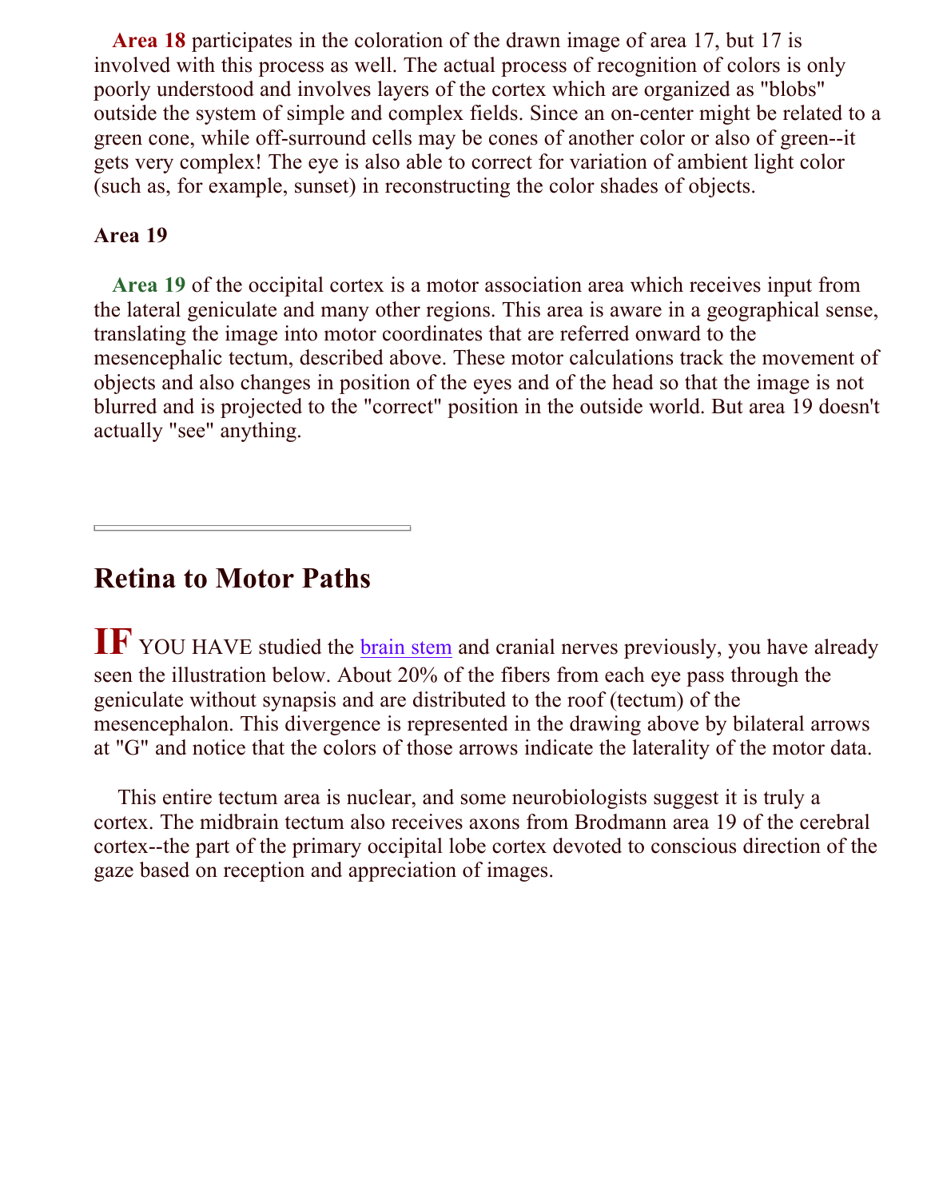**Area 18** participates in the coloration of the drawn image of area 17, but 17 is involved with this process as well. The actual process of recognition of colors is only poorly understood and involves layers of the cortex which are organized as "blobs" outside the system of simple and complex fields. Since an on-center might be related to a green cone, while off-surround cells may be cones of another color or also of green--it gets very complex! The eye is also able to correct for variation of ambient light color (such as, for example, sunset) in reconstructing the color shades of objects.

### Area 19

**Area 19** of the occipital cortex is a motor association area which receives input from the lateral geniculate and many other regions. This area is aware in a geographical sense, translating the image into motor coordinates that are referred onward to the mesencephalic tectum, described above. These motor calculations track the movement of objects and also changes in position of the eyes and of the head so that the image is not blurred and is projected to the "correct" position in the outside world. But area 19 doesn't actually "see" anything.

---

## Retina to Motor Paths

**IF** YOU HAVE studied the brain stem and cranial nerves previously, you have already seen the illustration below. About 20% of the fibers from each eye pass through the geniculate without synapsis and are distributed to the roof (tectum) of the mesencephalon. This divergence is represented in the drawing above by bilateral arrows at "G" and notice that the colors of those arrows indicate the laterality of the motor data.

This entire tectum area is nuclear, and some neurobiologists suggest it is truly a cortex. The midbrain tectum also receives axons from Brodmann area 19 of the cerebral cortex--the part of the primary occipital lobe cortex devoted to conscious direction of the gaze based on reception and appreciation of images.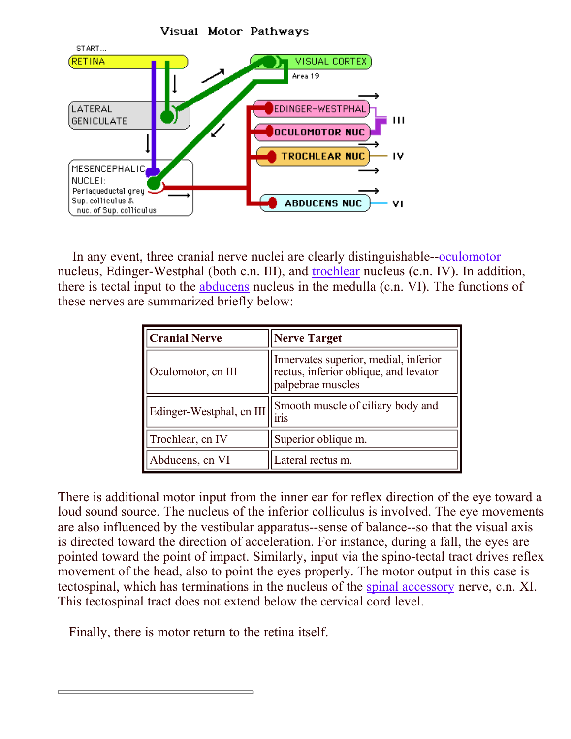Visual Motor Pathways

In any event, three cranial nerve nuclei are clearly distinguishable--oculomotor nucleus, Edinger-Westphal (both c.n. III), and trochlear nucleus (c.n. IV). In addition, there is tectal input to the abducens nucleus in the medulla (c.n. VI). The functions of these nerves are summarized briefly below:

| **Cranial Nerve** | **Nerve Target** |
|---|---|
| Oculomotor, cn III | Innervates superior, medial, inferior rectus, inferior oblique, and levator palpebrae muscles |
| Edinger-Westphal, cn III | Smooth muscle of ciliary body and iris |
| Trochlear, cn IV | Superior oblique m. |
| Abducens, cn VI | Lateral rectus m. |

There is additional motor input from the inner ear for reflex direction of the eye toward a loud sound source. The nucleus of the inferior colliculus is involved. The eye movements are also influenced by the vestibular apparatus--sense of balance--so that the visual axis is directed toward the direction of acceleration. For instance, during a fall, the eyes are pointed toward the point of impact. Similarly, input via the spino-tectal tract drives reflex movement of the head, also to point the eyes properly. The motor output in this case is tectospinal, which has terminations in the nucleus of the spinal accessory nerve, c.n. XI. This tectospinal tract does not extend below the cervical cord level.

Finally, there is motor return to the retina itself.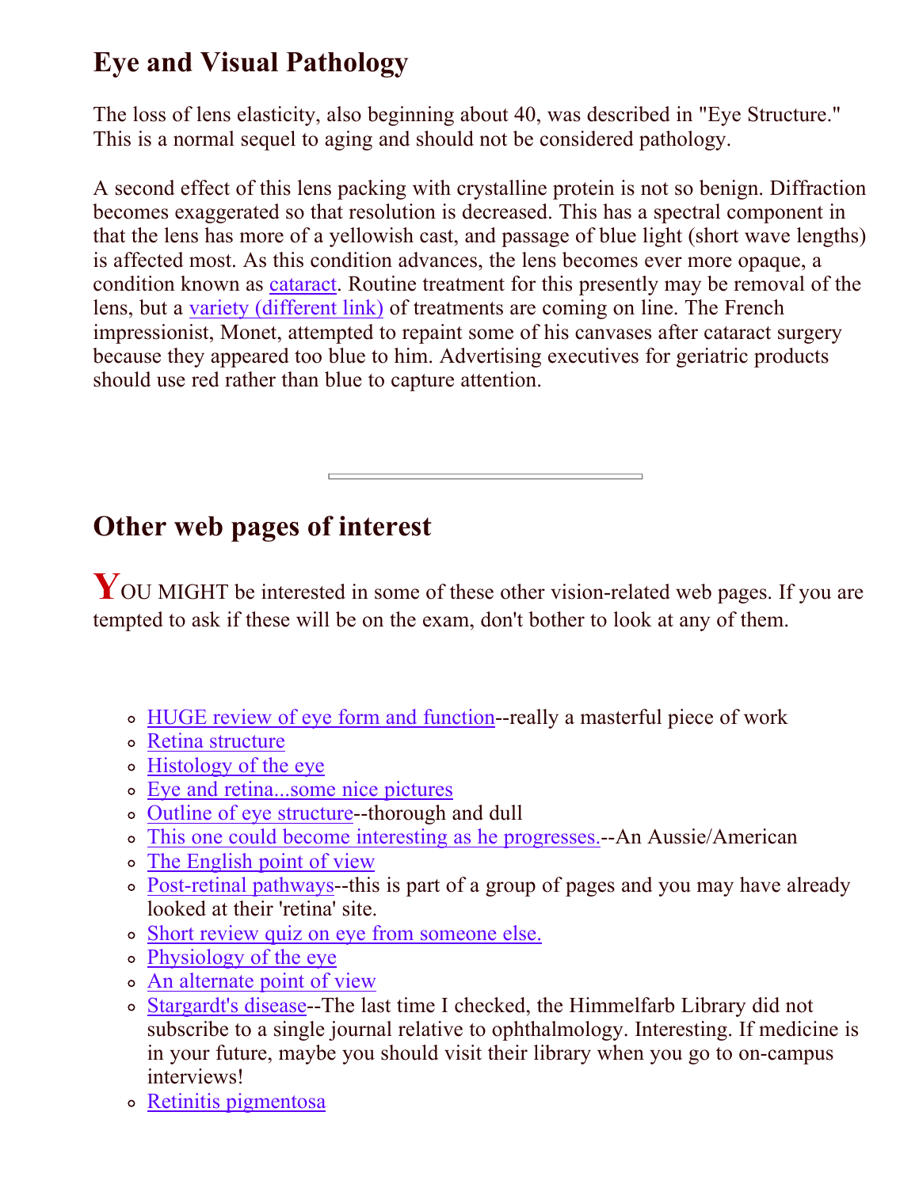## Eye and Visual Pathology

The loss of lens elasticity, also beginning about 40, was described in "Eye Structure." This is a normal sequel to aging and should not be considered pathology.

A second effect of this lens packing with crystalline protein is not so benign. Diffraction becomes exaggerated so that resolution is decreased. This has a spectral component in that the lens has more of a yellowish cast, and passage of blue light (short wave lengths) is affected most. As this condition advances, the lens becomes ever more opaque, a condition known as cataract. Routine treatment for this presently may be removal of the lens, but a variety (different link) of treatments are coming on line. The French impressionist, Monet, attempted to repaint some of his canvases after cataract surgery because they appeared too blue to him. Advertising executives for geriatric products should use red rather than blue to capture attention.

---

## Other web pages of interest

YOU MIGHT be interested in some of these other vision-related web pages. If you are tempted to ask if these will be on the exam, don't bother to look at any of them.

- HUGE review of eye form and function--really a masterful piece of work
- Retina structure
- Histology of the eye
- Eye and retina...some nice pictures
- Outline of eye structure--thorough and dull
- This one could become interesting as he progresses.--An Aussie/American
- The English point of view
- Post-retinal pathways--this is part of a group of pages and you may have already looked at their 'retina' site.
- Short review quiz on eye from someone else.
- Physiology of the eye
- An alternate point of view
- Stargardt's disease--The last time I checked, the Himmelfarb Library did not subscribe to a single journal relative to ophthalmology. Interesting. If medicine is in your future, maybe you should visit their library when you go to on-campus interviews!
- Retinitis pigmentosa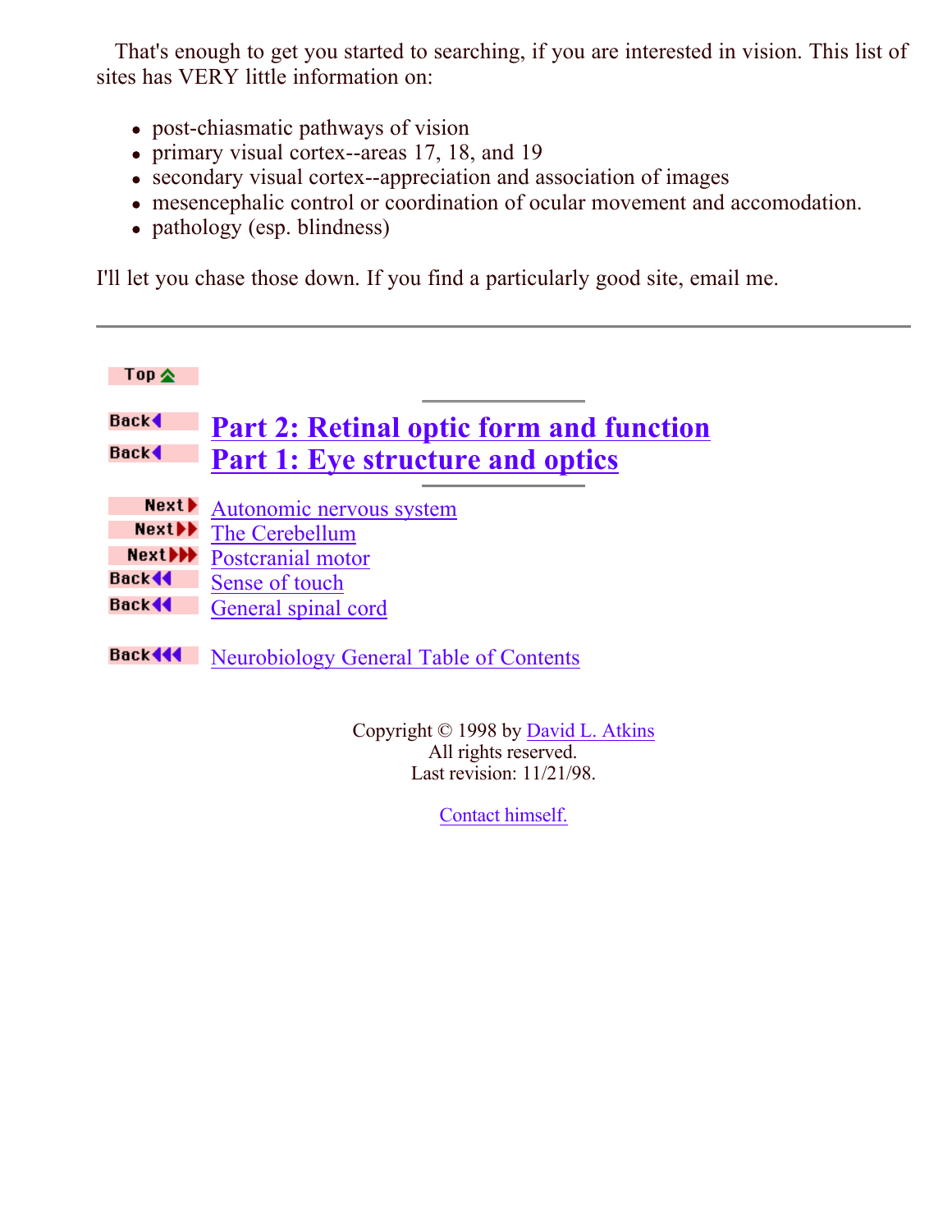That's enough to get you started to searching, if you are interested in vision. This list of sites has VERY little information on:

- post-chiasmatic pathways of vision
- primary visual cortex--areas 17, 18, and 19
- secondary visual cortex--appreciation and association of images
- mesencephalic control or coordination of ocular movement and accomodation.
- pathology (esp. blindness)

I'll let you chase those down. If you find a particularly good site, email me.

---

Top

Back **Part 2: Retinal optic form and function**

Back **Part 1: Eye structure and optics**

Next Autonomic nervous system

Next The Cerebellum

Next Postcranial motor

Back Sense of touch

Back General spinal cord

Back Neurobiology General Table of Contents

Copyright © 1998 by David L. Atkins
All rights reserved.
Last revision: 11/21/98.

Contact himself.